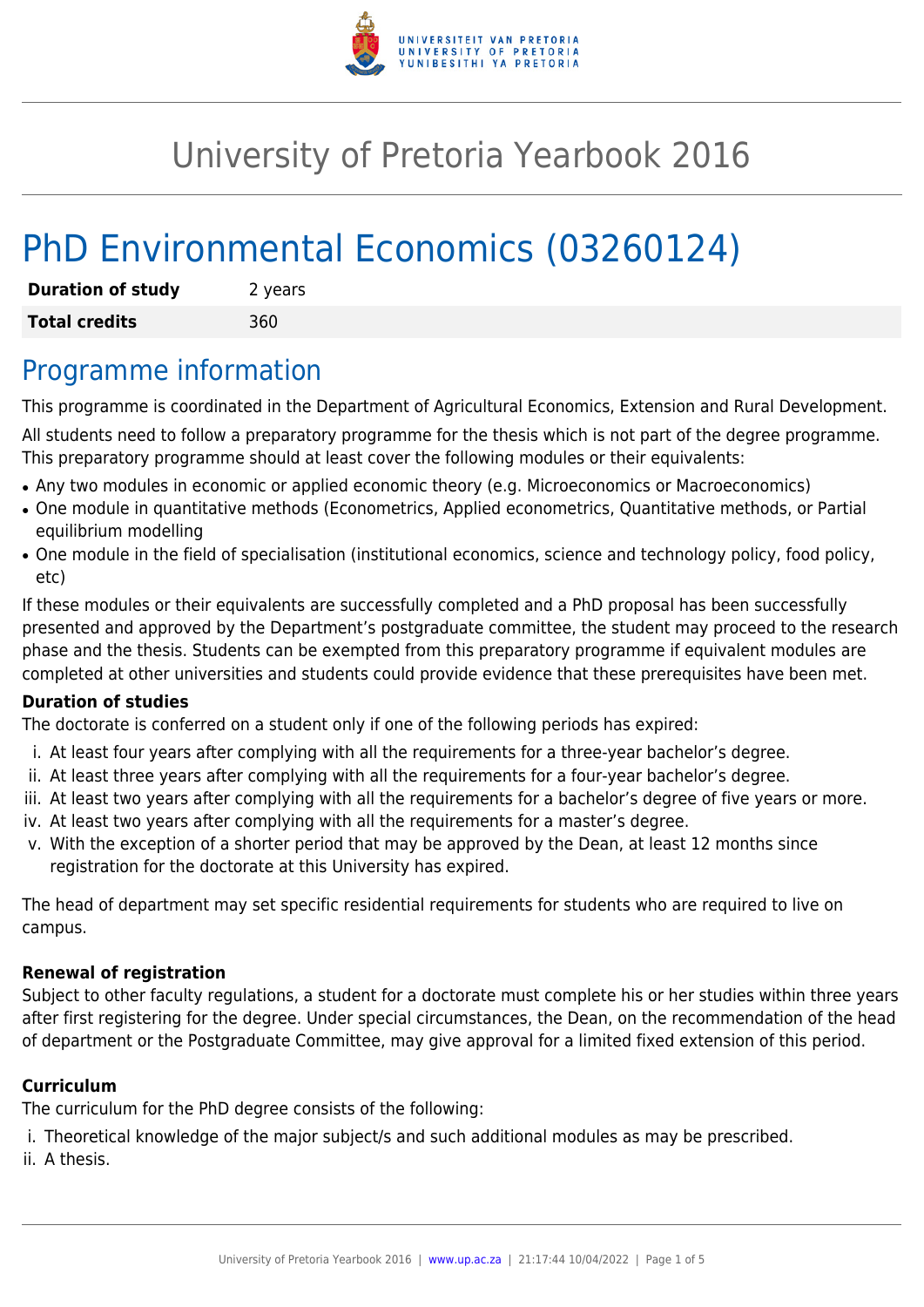# University of Pretoria Yearbook 2016

# PhD Environmental Economics (03260124)

| **Duration of study** | 2 years |
|---|---|
| **Total credits** | 360 |

## Programme information

This programme is coordinated in the Department of Agricultural Economics, Extension and Rural Development.

All students need to follow a preparatory programme for the thesis which is not part of the degree programme. This preparatory programme should at least cover the following modules or their equivalents:

- Any two modules in economic or applied economic theory (e.g. Microeconomics or Macroeconomics)
- One module in quantitative methods (Econometrics, Applied econometrics, Quantitative methods, or Partial equilibrium modelling
- One module in the field of specialisation (institutional economics, science and technology policy, food policy, etc)

If these modules or their equivalents are successfully completed and a PhD proposal has been successfully presented and approved by the Department's postgraduate committee, the student may proceed to the research phase and the thesis. Students can be exempted from this preparatory programme if equivalent modules are completed at other universities and students could provide evidence that these prerequisites have been met.

### Duration of studies

The doctorate is conferred on a student only if one of the following periods has expired:

i. At least four years after complying with all the requirements for a three-year bachelor's degree.
ii. At least three years after complying with all the requirements for a four-year bachelor's degree.
iii. At least two years after complying with all the requirements for a bachelor's degree of five years or more.
iv. At least two years after complying with all the requirements for a master's degree.
v. With the exception of a shorter period that may be approved by the Dean, at least 12 months since registration for the doctorate at this University has expired.

The head of department may set specific residential requirements for students who are required to live on campus.

### Renewal of registration

Subject to other faculty regulations, a student for a doctorate must complete his or her studies within three years after first registering for the degree. Under special circumstances, the Dean, on the recommendation of the head of department or the Postgraduate Committee, may give approval for a limited fixed extension of this period.

### Curriculum

The curriculum for the PhD degree consists of the following:

i. Theoretical knowledge of the major subject/s and such additional modules as may be prescribed.
ii. A thesis.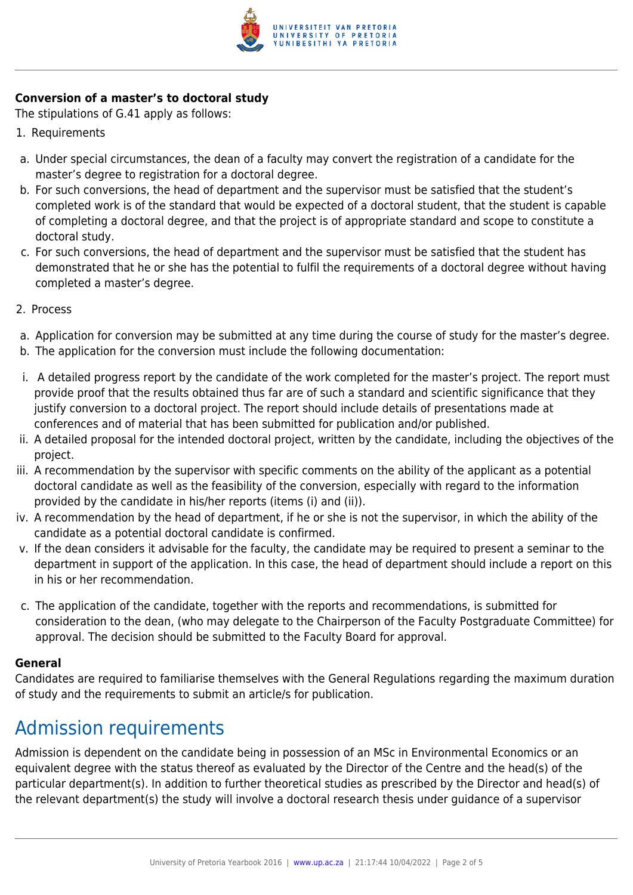**Conversion of a master's to doctoral study**

The stipulations of G.41 apply as follows:

1. Requirements

a. Under special circumstances, the dean of a faculty may convert the registration of a candidate for the master's degree to registration for a doctoral degree.

b. For such conversions, the head of department and the supervisor must be satisfied that the student's completed work is of the standard that would be expected of a doctoral student, that the student is capable of completing a doctoral degree, and that the project is of appropriate standard and scope to constitute a doctoral study.

c. For such conversions, the head of department and the supervisor must be satisfied that the student has demonstrated that he or she has the potential to fulfil the requirements of a doctoral degree without having completed a master's degree.

2. Process

a. Application for conversion may be submitted at any time during the course of study for the master's degree.

b. The application for the conversion must include the following documentation:

i. A detailed progress report by the candidate of the work completed for the master's project. The report must provide proof that the results obtained thus far are of such a standard and scientific significance that they justify conversion to a doctoral project. The report should include details of presentations made at conferences and of material that has been submitted for publication and/or published.

ii. A detailed proposal for the intended doctoral project, written by the candidate, including the objectives of the project.

iii. A recommendation by the supervisor with specific comments on the ability of the applicant as a potential doctoral candidate as well as the feasibility of the conversion, especially with regard to the information provided by the candidate in his/her reports (items (i) and (ii)).

iv. A recommendation by the head of department, if he or she is not the supervisor, in which the ability of the candidate as a potential doctoral candidate is confirmed.

v. If the dean considers it advisable for the faculty, the candidate may be required to present a seminar to the department in support of the application. In this case, the head of department should include a report on this in his or her recommendation.

c. The application of the candidate, together with the reports and recommendations, is submitted for consideration to the dean, (who may delegate to the Chairperson of the Faculty Postgraduate Committee) for approval. The decision should be submitted to the Faculty Board for approval.

**General**

Candidates are required to familiarise themselves with the General Regulations regarding the maximum duration of study and the requirements to submit an article/s for publication.

# Admission requirements

Admission is dependent on the candidate being in possession of an MSc in Environmental Economics or an equivalent degree with the status thereof as evaluated by the Director of the Centre and the head(s) of the particular department(s). In addition to further theoretical studies as prescribed by the Director and head(s) of the relevant department(s) the study will involve a doctoral research thesis under guidance of a supervisor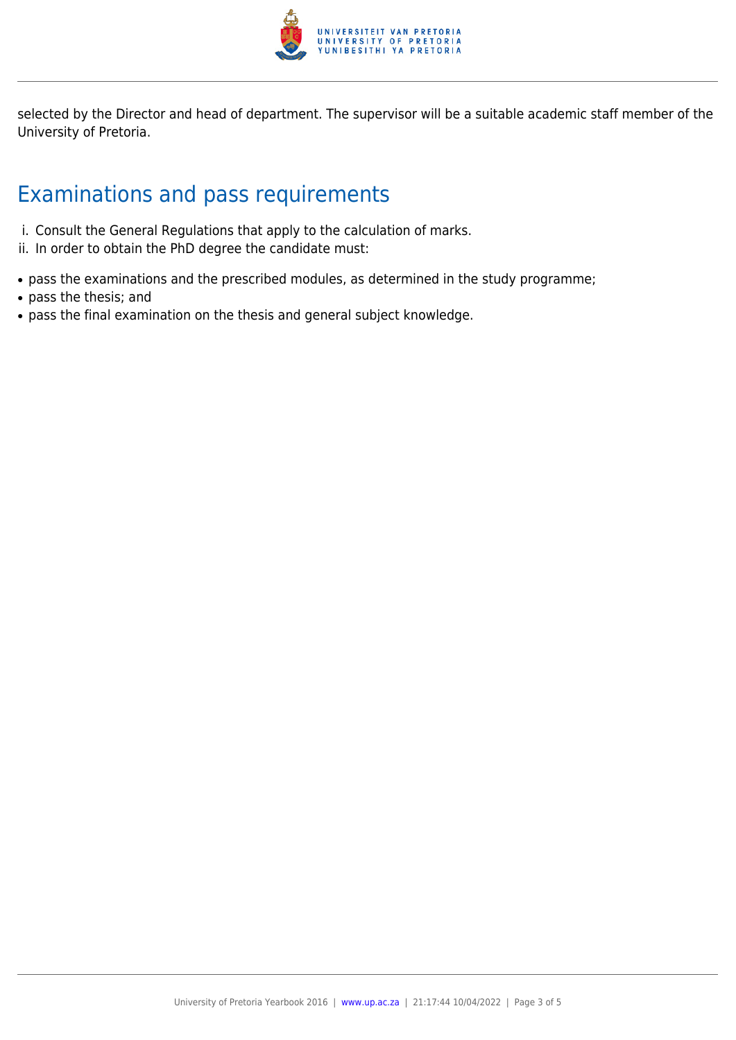selected by the Director and head of department. The supervisor will be a suitable academic staff member of the University of Pretoria.

## Examinations and pass requirements

i. Consult the General Regulations that apply to the calculation of marks.
ii. In order to obtain the PhD degree the candidate must:

- pass the examinations and the prescribed modules, as determined in the study programme;
- pass the thesis; and
- pass the final examination on the thesis and general subject knowledge.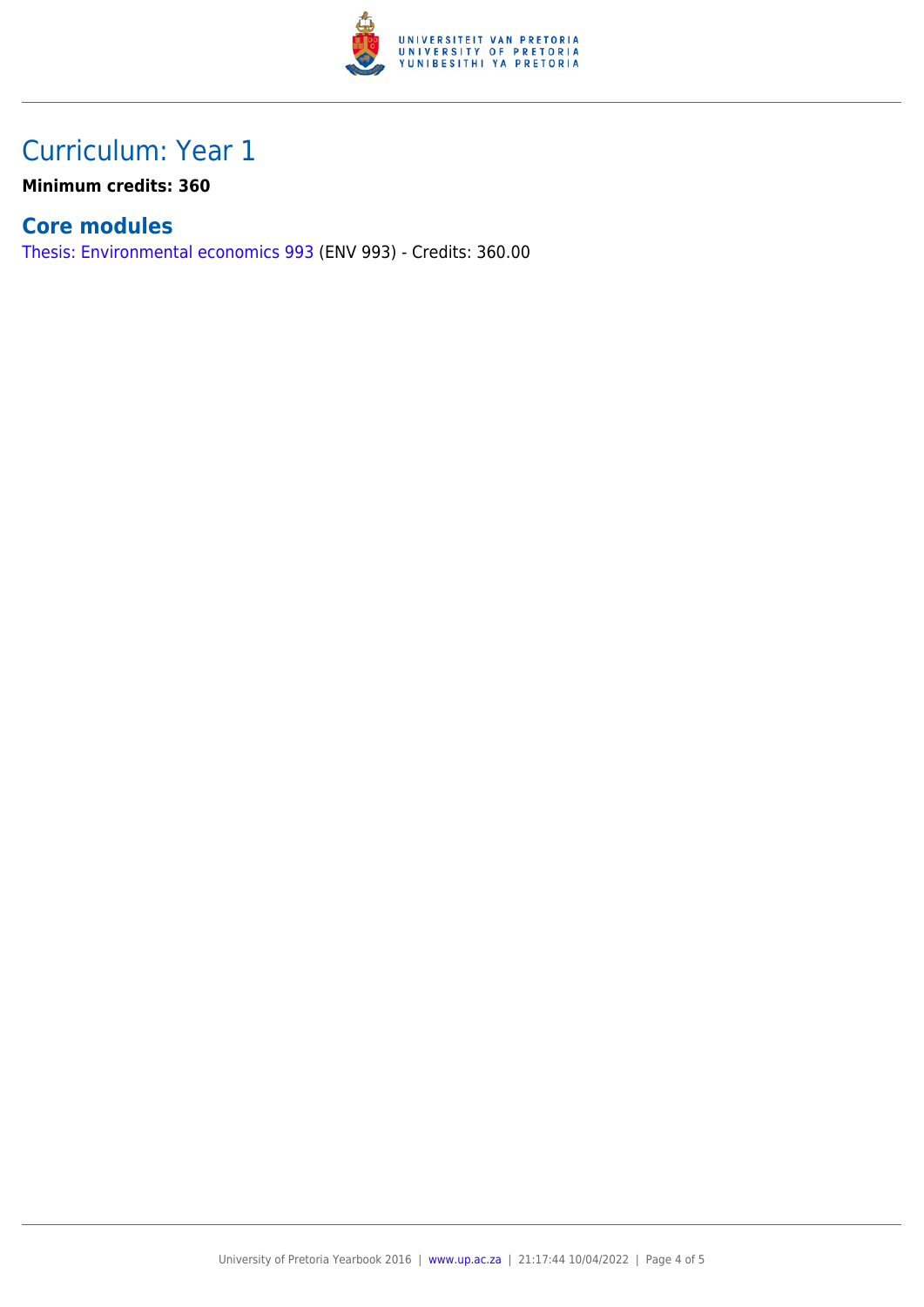# Curriculum: Year 1

**Minimum credits: 360**

## Core modules

Thesis: Environmental economics 993 (ENV 993) - Credits: 360.00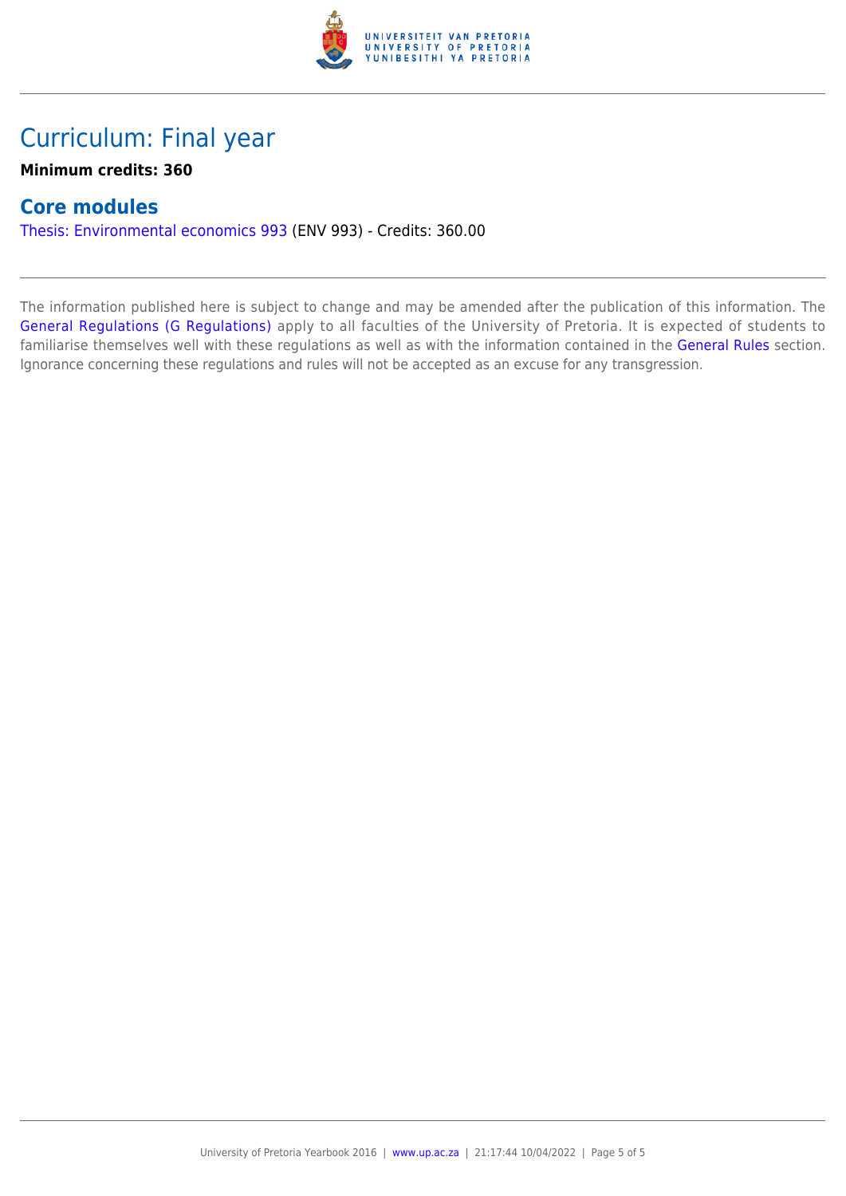## Curriculum: Final year

**Minimum credits: 360**

### Core modules

Thesis: Environmental economics 993 (ENV 993) - Credits: 360.00

The information published here is subject to change and may be amended after the publication of this information. The General Regulations (G Regulations) apply to all faculties of the University of Pretoria. It is expected of students to familiarise themselves well with these regulations as well as with the information contained in the General Rules section. Ignorance concerning these regulations and rules will not be accepted as an excuse for any transgression.